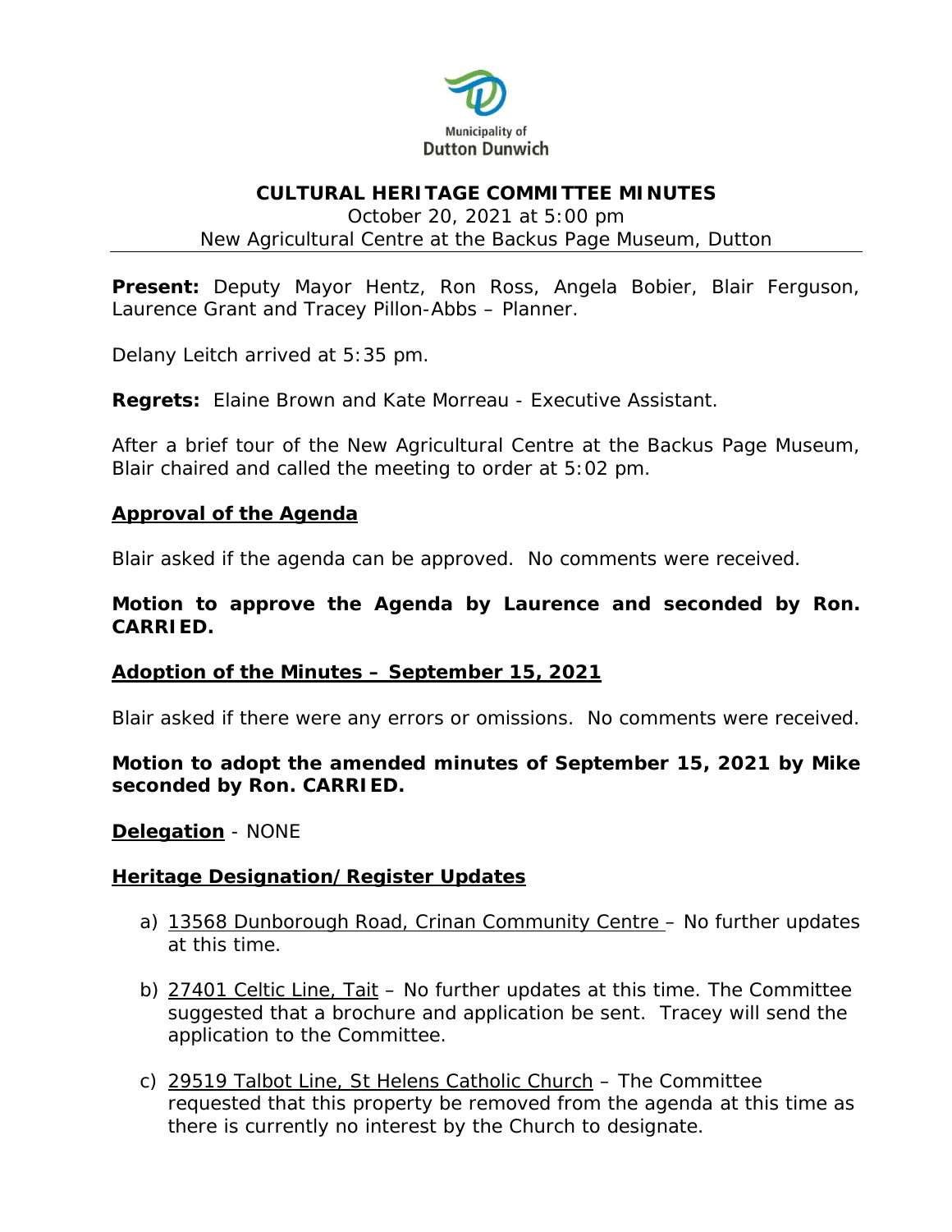Municipality of
Dutton Dunwich

# CULTURAL HERITAGE COMMITTEE MINUTES

October 20, 2021 at 5:00 pm
New Agricultural Centre at the Backus Page Museum, Dutton

**Present:** Deputy Mayor Hentz, Ron Ross, Angela Bobier, Blair Ferguson, Laurence Grant and Tracey Pillon-Abbs – Planner.

Delany Leitch arrived at 5:35 pm.

**Regrets:** Elaine Brown and Kate Morreau - Executive Assistant.

After a brief tour of the New Agricultural Centre at the Backus Page Museum, Blair chaired and called the meeting to order at 5:02 pm.

## Approval of the Agenda

Blair asked if the agenda can be approved. No comments were received.

**Motion to approve the Agenda by Laurence and seconded by Ron. CARRIED.**

## Adoption of the Minutes – September 15, 2021

Blair asked if there were any errors or omissions. No comments were received.

**Motion to adopt the amended minutes of September 15, 2021 by Mike seconded by Ron. CARRIED.**

**Delegation** - NONE

## Heritage Designation/Register Updates

a) 13568 Dunborough Road, Crinan Community Centre – No further updates at this time.

b) 27401 Celtic Line, Tait – No further updates at this time. The Committee suggested that a brochure and application be sent. Tracey will send the application to the Committee.

c) 29519 Talbot Line, St Helens Catholic Church – The Committee requested that this property be removed from the agenda at this time as there is currently no interest by the Church to designate.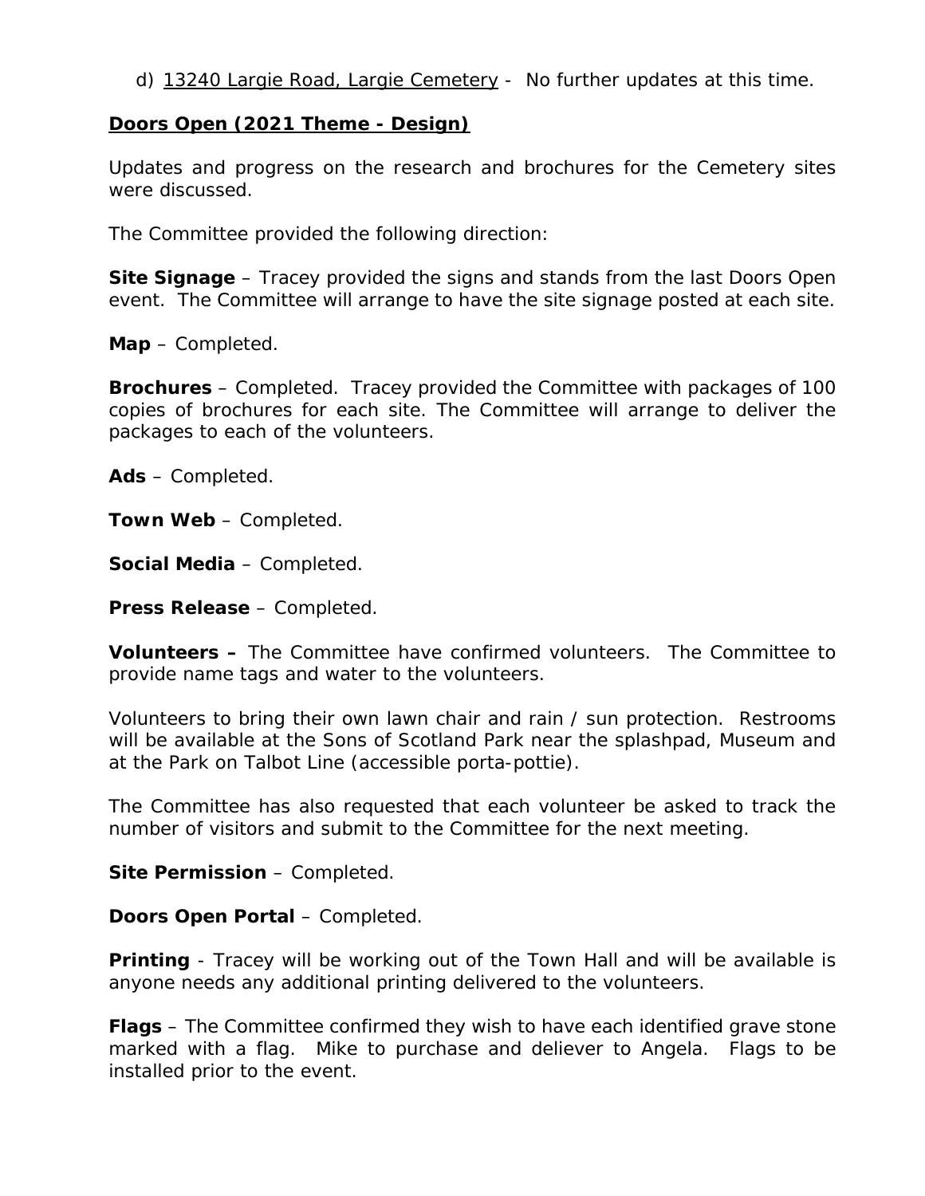d) <u>13240 Largie Road, Largie Cemetery</u> - No further updates at this time.

**<u>Doors Open (2021 Theme - Design)</u>**

Updates and progress on the research and brochures for the Cemetery sites were discussed.

The Committee provided the following direction:

**Site Signage** – Tracey provided the signs and stands from the last Doors Open event. The Committee will arrange to have the site signage posted at each site.

**Map** – Completed.

**Brochures** – Completed. Tracey provided the Committee with packages of 100 copies of brochures for each site. The Committee will arrange to deliver the packages to each of the volunteers.

**Ads** – Completed.

**Town Web** – Completed.

**Social Media** – Completed.

**Press Release** – Completed.

**Volunteers –** The Committee have confirmed volunteers. The Committee to provide name tags and water to the volunteers.

Volunteers to bring their own lawn chair and rain / sun protection. Restrooms will be available at the Sons of Scotland Park near the splashpad, Museum and at the Park on Talbot Line (accessible porta-pottie).

The Committee has also requested that each volunteer be asked to track the number of visitors and submit to the Committee for the next meeting.

**Site Permission** – Completed.

**Doors Open Portal** – Completed.

**Printing** - Tracey will be working out of the Town Hall and will be available is anyone needs any additional printing delivered to the volunteers.

**Flags** – The Committee confirmed they wish to have each identified grave stone marked with a flag. Mike to purchase and deliever to Angela. Flags to be installed prior to the event.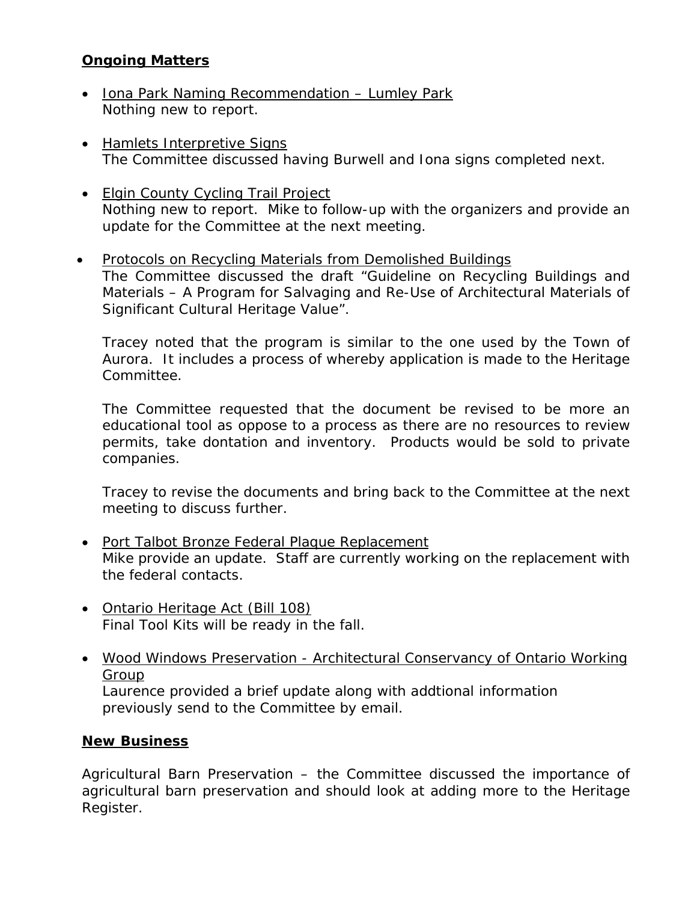**Ongoing Matters**

- Iona Park Naming Recommendation – Lumley Park
  Nothing new to report.

- Hamlets Interpretive Signs
  The Committee discussed having Burwell and Iona signs completed next.

- Elgin County Cycling Trail Project
  Nothing new to report. Mike to follow-up with the organizers and provide an update for the Committee at the next meeting.

- Protocols on Recycling Materials from Demolished Buildings
  The Committee discussed the draft "Guideline on Recycling Buildings and Materials – A Program for Salvaging and Re-Use of Architectural Materials of Significant Cultural Heritage Value".

  Tracey noted that the program is similar to the one used by the Town of Aurora. It includes a process of whereby application is made to the Heritage Committee.

  The Committee requested that the document be revised to be more an educational tool as oppose to a process as there are no resources to review permits, take dontation and inventory. Products would be sold to private companies.

  Tracey to revise the documents and bring back to the Committee at the next meeting to discuss further.

- Port Talbot Bronze Federal Plaque Replacement
  Mike provide an update. Staff are currently working on the replacement with the federal contacts.

- Ontario Heritage Act (Bill 108)
  Final Tool Kits will be ready in the fall.

- Wood Windows Preservation - Architectural Conservancy of Ontario Working Group
  Laurence provided a brief update along with addtional information previously send to the Committee by email.

**New Business**

Agricultural Barn Preservation – the Committee discussed the importance of agricultural barn preservation and should look at adding more to the Heritage Register.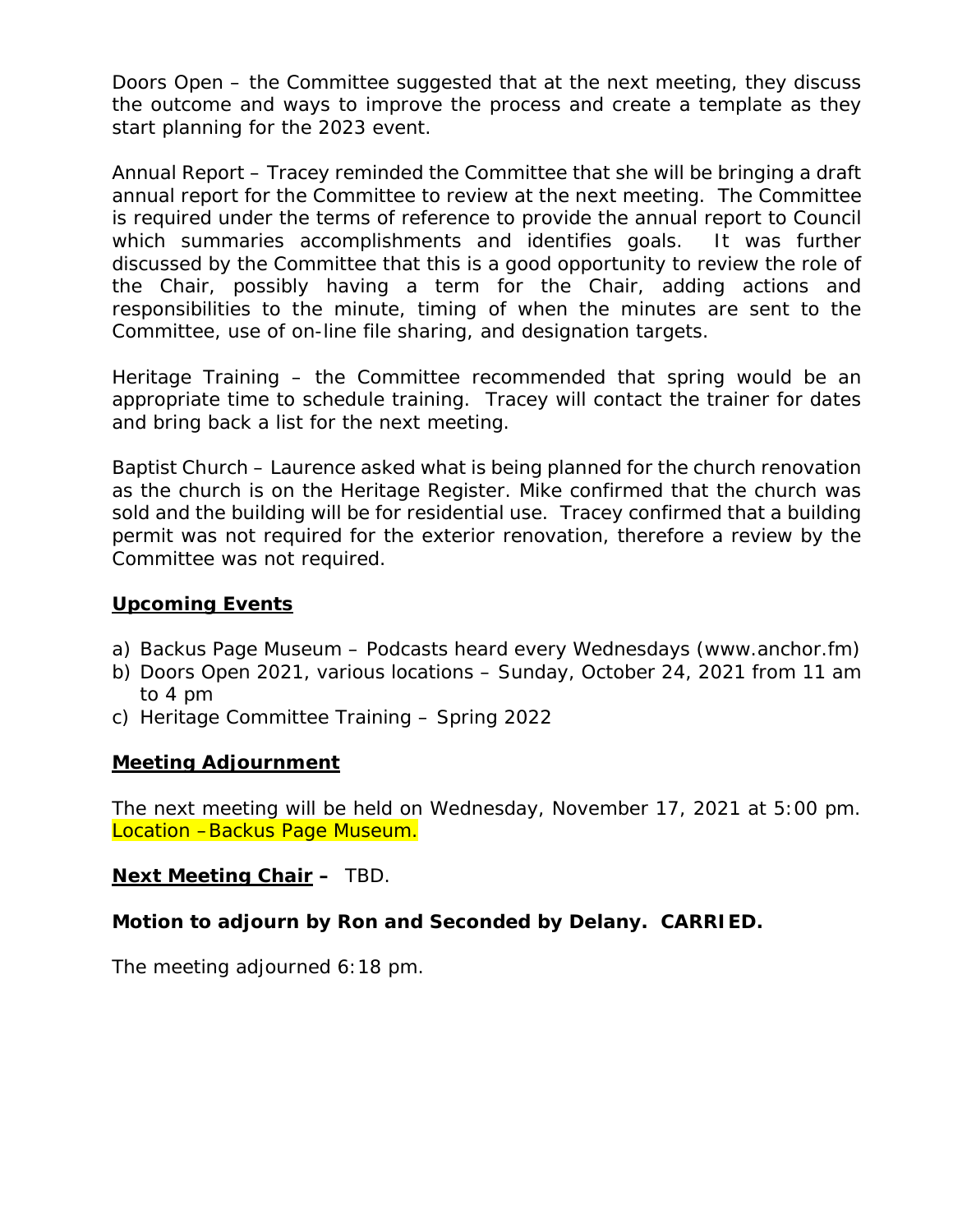Doors Open – the Committee suggested that at the next meeting, they discuss the outcome and ways to improve the process and create a template as they start planning for the 2023 event.

Annual Report – Tracey reminded the Committee that she will be bringing a draft annual report for the Committee to review at the next meeting. The Committee is required under the terms of reference to provide the annual report to Council which summaries accomplishments and identifies goals. It was further discussed by the Committee that this is a good opportunity to review the role of the Chair, possibly having a term for the Chair, adding actions and responsibilities to the minute, timing of when the minutes are sent to the Committee, use of on-line file sharing, and designation targets.

Heritage Training – the Committee recommended that spring would be an appropriate time to schedule training. Tracey will contact the trainer for dates and bring back a list for the next meeting.

Baptist Church – Laurence asked what is being planned for the church renovation as the church is on the Heritage Register. Mike confirmed that the church was sold and the building will be for residential use. Tracey confirmed that a building permit was not required for the exterior renovation, therefore a review by the Committee was not required.

## Upcoming Events

a) Backus Page Museum – Podcasts heard every Wednesdays (www.anchor.fm)
b) Doors Open 2021, various locations – Sunday, October 24, 2021 from 11 am to 4 pm
c) Heritage Committee Training – Spring 2022

## Meeting Adjournment

The next meeting will be held on Wednesday, November 17, 2021 at 5:00 pm. Location –Backus Page Museum.

**Next Meeting Chair –** TBD.

**Motion to adjourn by Ron and Seconded by Delany. CARRIED.**

The meeting adjourned 6:18 pm.